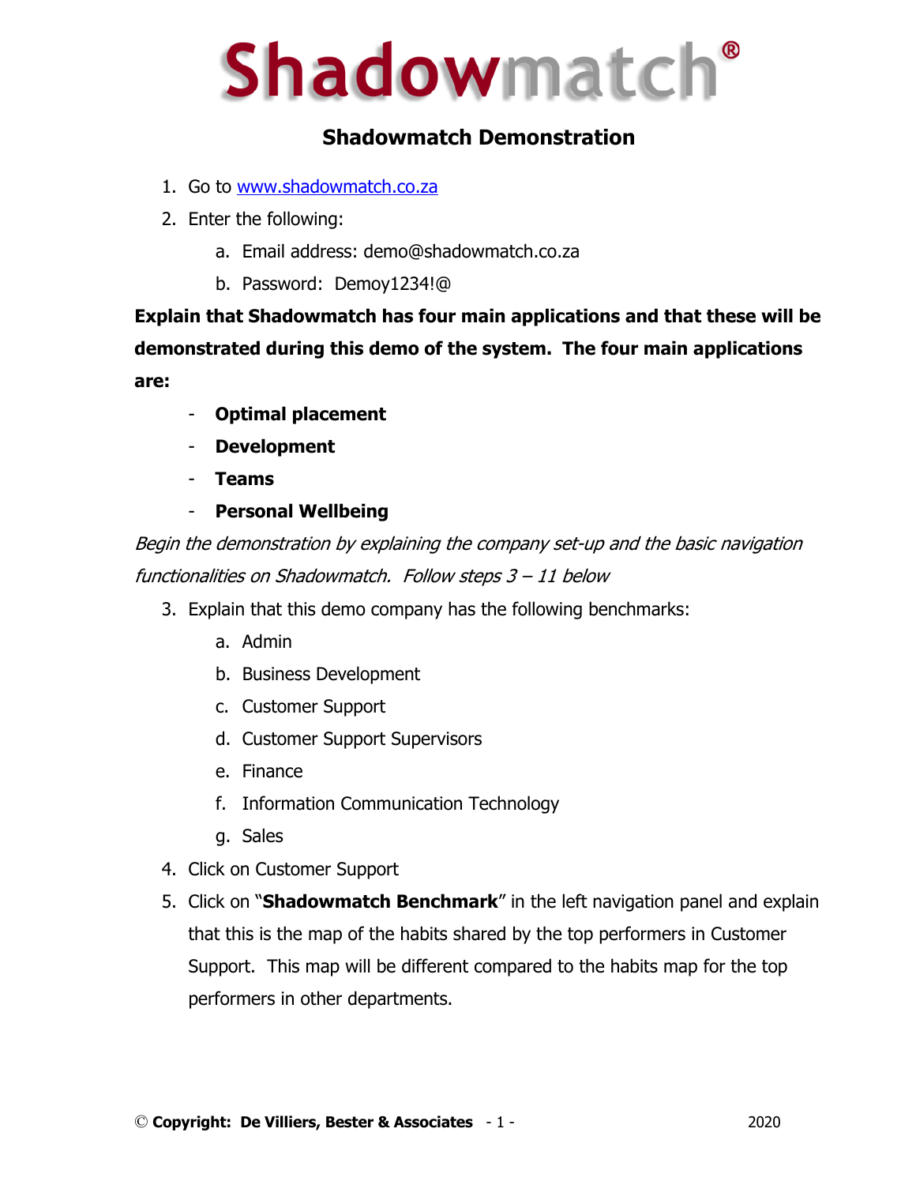# Shadowmatch®

## Shadowmatch Demonstration

1. Go to [www.shadowmatch.co.za](http://www.shadowmatch.co.za)
2. Enter the following:
   a. Email address: demo@shadowmatch.co.za
   b. Password: Demoy1234!@

**Explain that Shadowmatch has four main applications and that these will be demonstrated during this demo of the system. The four main applications are:**

- **Optimal placement**
- **Development**
- **Teams**
- **Personal Wellbeing**

*Begin the demonstration by explaining the company set-up and the basic navigation functionalities on Shadowmatch. Follow steps 3 – 11 below*

3. Explain that this demo company has the following benchmarks:
   a. Admin
   b. Business Development
   c. Customer Support
   d. Customer Support Supervisors
   e. Finance
   f. Information Communication Technology
   g. Sales
4. Click on Customer Support
5. Click on "**Shadowmatch Benchmark**" in the left navigation panel and explain that this is the map of the habits shared by the top performers in Customer Support. This map will be different compared to the habits map for the top performers in other departments.

© **Copyright: De Villiers, Bester & Associates** 2020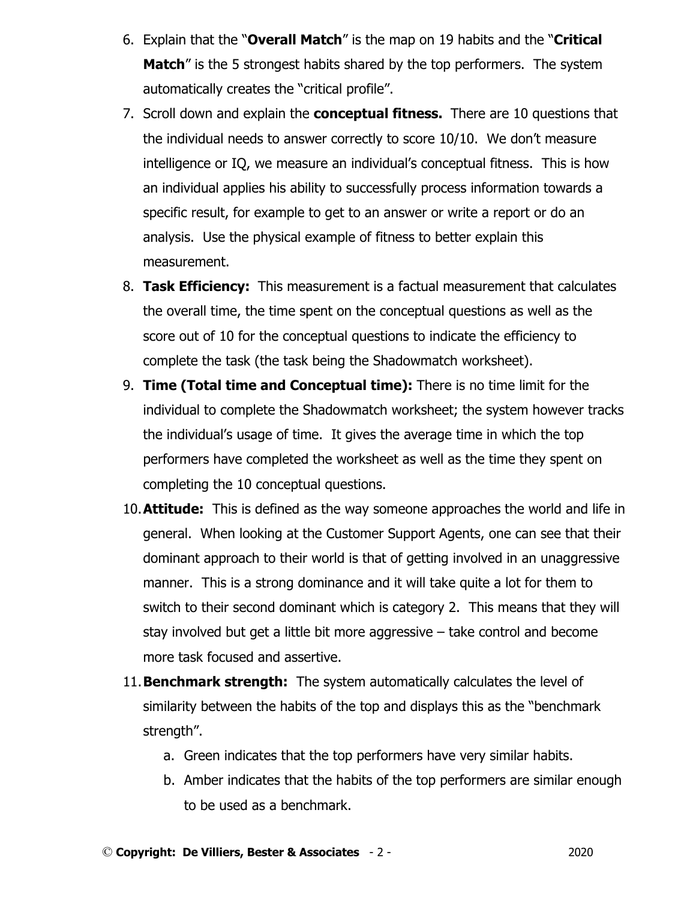6. Explain that the "**Overall Match**" is the map on 19 habits and the "**Critical Match**" is the 5 strongest habits shared by the top performers. The system automatically creates the "critical profile".
7. Scroll down and explain the **conceptual fitness.** There are 10 questions that the individual needs to answer correctly to score 10/10. We don't measure intelligence or IQ, we measure an individual's conceptual fitness. This is how an individual applies his ability to successfully process information towards a specific result, for example to get to an answer or write a report or do an analysis. Use the physical example of fitness to better explain this measurement.
8. **Task Efficiency:** This measurement is a factual measurement that calculates the overall time, the time spent on the conceptual questions as well as the score out of 10 for the conceptual questions to indicate the efficiency to complete the task (the task being the Shadowmatch worksheet).
9. **Time (Total time and Conceptual time):** There is no time limit for the individual to complete the Shadowmatch worksheet; the system however tracks the individual's usage of time. It gives the average time in which the top performers have completed the worksheet as well as the time they spent on completing the 10 conceptual questions.
10. **Attitude:** This is defined as the way someone approaches the world and life in general. When looking at the Customer Support Agents, one can see that their dominant approach to their world is that of getting involved in an unaggressive manner. This is a strong dominance and it will take quite a lot for them to switch to their second dominant which is category 2. This means that they will stay involved but get a little bit more aggressive – take control and become more task focused and assertive.
11. **Benchmark strength:** The system automatically calculates the level of similarity between the habits of the top and displays this as the "benchmark strength".
    a. Green indicates that the top performers have very similar habits.
    b. Amber indicates that the habits of the top performers are similar enough to be used as a benchmark.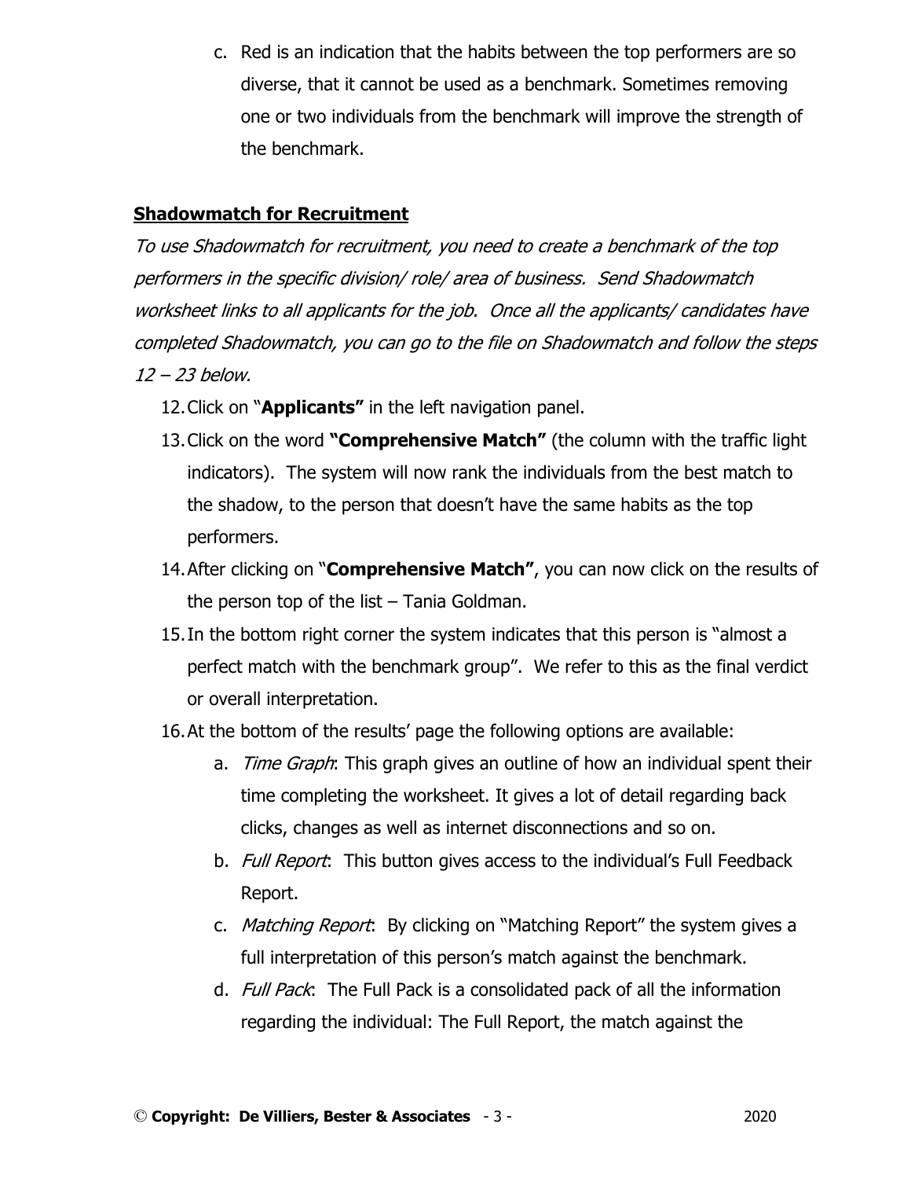c. Red is an indication that the habits between the top performers are so diverse, that it cannot be used as a benchmark. Sometimes removing one or two individuals from the benchmark will improve the strength of the benchmark.

## Shadowmatch for Recruitment

*To use Shadowmatch for recruitment, you need to create a benchmark of the top performers in the specific division/ role/ area of business. Send Shadowmatch worksheet links to all applicants for the job. Once all the applicants/ candidates have completed Shadowmatch, you can go to the file on Shadowmatch and follow the steps 12 – 23 below.*

12. Click on "**Applicants"** in the left navigation panel.
13. Click on the word **"Comprehensive Match"** (the column with the traffic light indicators). The system will now rank the individuals from the best match to the shadow, to the person that doesn't have the same habits as the top performers.
14. After clicking on "**Comprehensive Match"**, you can now click on the results of the person top of the list – Tania Goldman.
15. In the bottom right corner the system indicates that this person is "almost a perfect match with the benchmark group". We refer to this as the final verdict or overall interpretation.
16. At the bottom of the results' page the following options are available:
    a. *Time Graph*: This graph gives an outline of how an individual spent their time completing the worksheet. It gives a lot of detail regarding back clicks, changes as well as internet disconnections and so on.
    b. *Full Report*: This button gives access to the individual's Full Feedback Report.
    c. *Matching Report*: By clicking on "Matching Report" the system gives a full interpretation of this person's match against the benchmark.
    d. *Full Pack*: The Full Pack is a consolidated pack of all the information regarding the individual: The Full Report, the match against the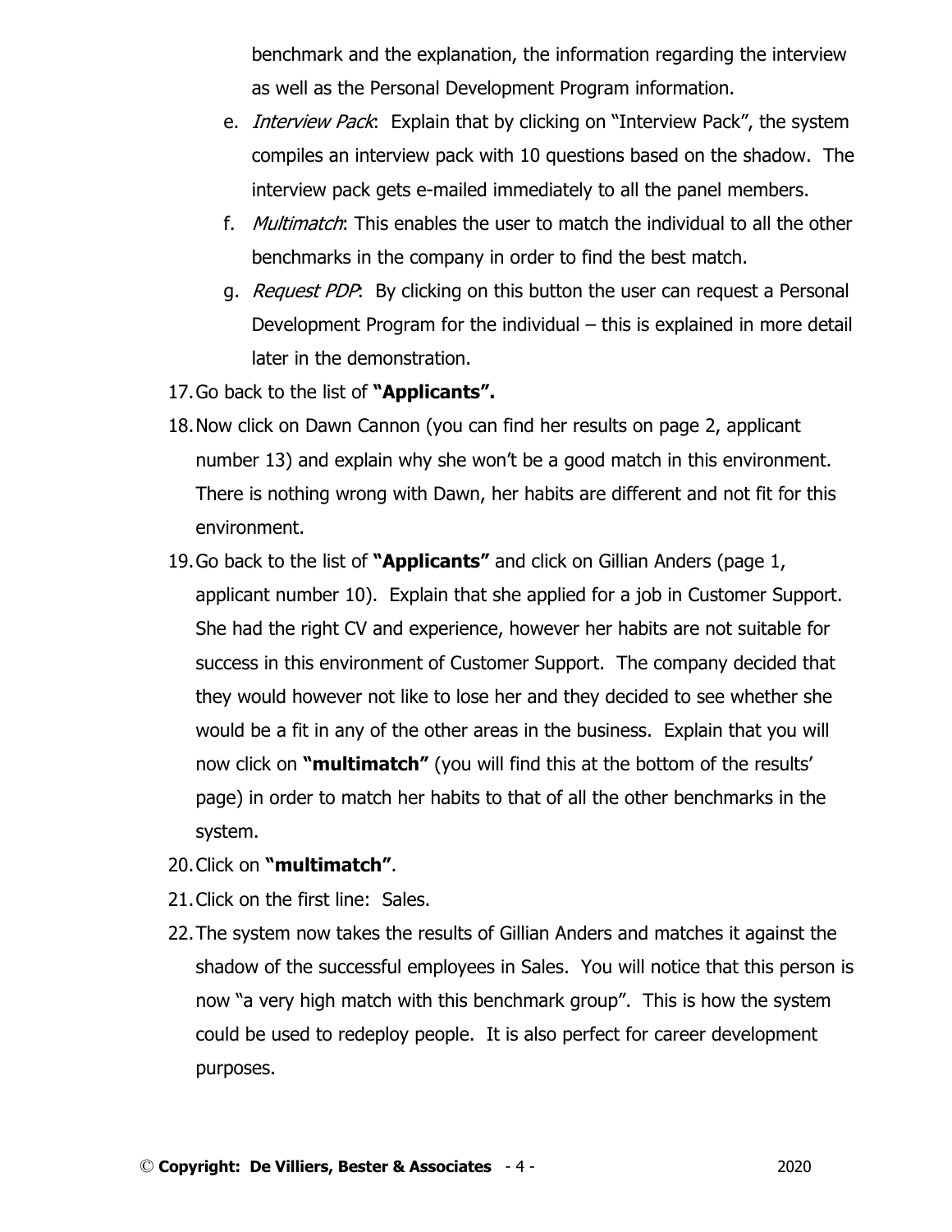benchmark and the explanation, the information regarding the interview as well as the Personal Development Program information.

   e. *Interview Pack*: Explain that by clicking on "Interview Pack", the system compiles an interview pack with 10 questions based on the shadow. The interview pack gets e-mailed immediately to all the panel members.
   f. *Multimatch*: This enables the user to match the individual to all the other benchmarks in the company in order to find the best match.
   g. *Request PDP*: By clicking on this button the user can request a Personal Development Program for the individual – this is explained in more detail later in the demonstration.

17. Go back to the list of **"Applicants".**
18. Now click on Dawn Cannon (you can find her results on page 2, applicant number 13) and explain why she won't be a good match in this environment. There is nothing wrong with Dawn, her habits are different and not fit for this environment.
19. Go back to the list of **"Applicants"** and click on Gillian Anders (page 1, applicant number 10). Explain that she applied for a job in Customer Support. She had the right CV and experience, however her habits are not suitable for success in this environment of Customer Support. The company decided that they would however not like to lose her and they decided to see whether she would be a fit in any of the other areas in the business. Explain that you will now click on **"multimatch"** (you will find this at the bottom of the results' page) in order to match her habits to that of all the other benchmarks in the system.
20. Click on **"multimatch"**.
21. Click on the first line: Sales.
22. The system now takes the results of Gillian Anders and matches it against the shadow of the successful employees in Sales. You will notice that this person is now "a very high match with this benchmark group". This is how the system could be used to redeploy people. It is also perfect for career development purposes.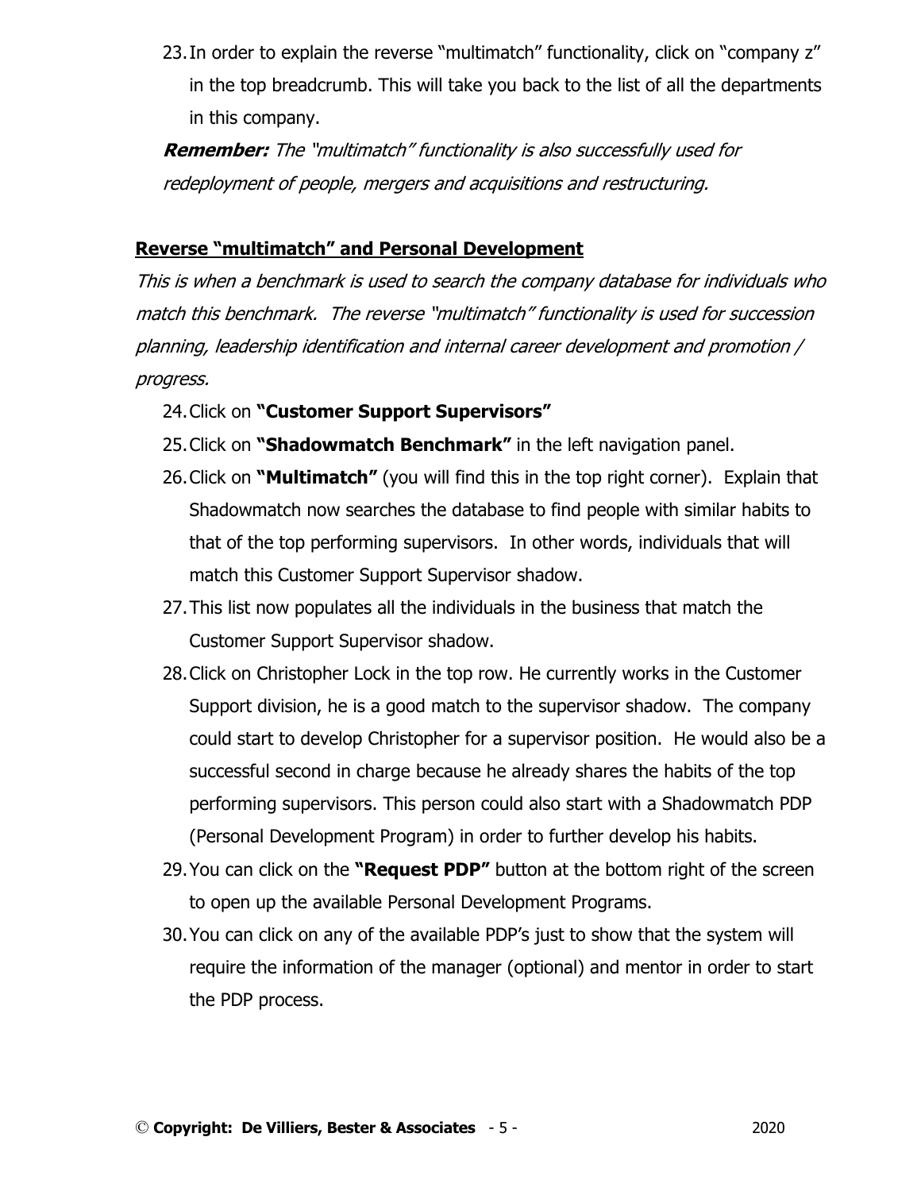23. In order to explain the reverse "multimatch" functionality, click on "company z" in the top breadcrumb. This will take you back to the list of all the departments in this company.

***Remember:*** *The "multimatch" functionality is also successfully used for redeployment of people, mergers and acquisitions and restructuring.*

**<u>Reverse "multimatch" and Personal Development</u>**

*This is when a benchmark is used to search the company database for individuals who match this benchmark. The reverse "multimatch" functionality is used for succession planning, leadership identification and internal career development and promotion / progress.*

24. Click on **"Customer Support Supervisors"**
25. Click on **"Shadowmatch Benchmark"** in the left navigation panel.
26. Click on **"Multimatch"** (you will find this in the top right corner). Explain that Shadowmatch now searches the database to find people with similar habits to that of the top performing supervisors. In other words, individuals that will match this Customer Support Supervisor shadow.
27. This list now populates all the individuals in the business that match the Customer Support Supervisor shadow.
28. Click on Christopher Lock in the top row. He currently works in the Customer Support division, he is a good match to the supervisor shadow. The company could start to develop Christopher for a supervisor position. He would also be a successful second in charge because he already shares the habits of the top performing supervisors. This person could also start with a Shadowmatch PDP (Personal Development Program) in order to further develop his habits.
29. You can click on the **"Request PDP"** button at the bottom right of the screen to open up the available Personal Development Programs.
30. You can click on any of the available PDP's just to show that the system will require the information of the manager (optional) and mentor in order to start the PDP process.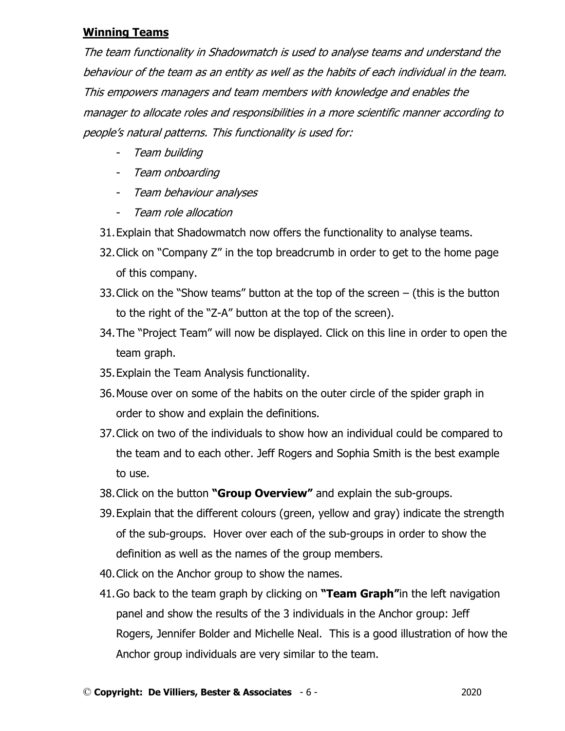**Winning Teams**

*The team functionality in Shadowmatch is used to analyse teams and understand the behaviour of the team as an entity as well as the habits of each individual in the team. This empowers managers and team members with knowledge and enables the manager to allocate roles and responsibilities in a more scientific manner according to people's natural patterns. This functionality is used for:*

- *Team building*
- *Team onboarding*
- *Team behaviour analyses*
- *Team role allocation*

31. Explain that Shadowmatch now offers the functionality to analyse teams.
32. Click on "Company Z" in the top breadcrumb in order to get to the home page of this company.
33. Click on the "Show teams" button at the top of the screen – (this is the button to the right of the "Z-A" button at the top of the screen).
34. The "Project Team" will now be displayed. Click on this line in order to open the team graph.
35. Explain the Team Analysis functionality.
36. Mouse over on some of the habits on the outer circle of the spider graph in order to show and explain the definitions.
37. Click on two of the individuals to show how an individual could be compared to the team and to each other. Jeff Rogers and Sophia Smith is the best example to use.
38. Click on the button **"Group Overview"** and explain the sub-groups.
39. Explain that the different colours (green, yellow and gray) indicate the strength of the sub-groups. Hover over each of the sub-groups in order to show the definition as well as the names of the group members.
40. Click on the Anchor group to show the names.
41. Go back to the team graph by clicking on **"Team Graph"**in the left navigation panel and show the results of the 3 individuals in the Anchor group: Jeff Rogers, Jennifer Bolder and Michelle Neal. This is a good illustration of how the Anchor group individuals are very similar to the team.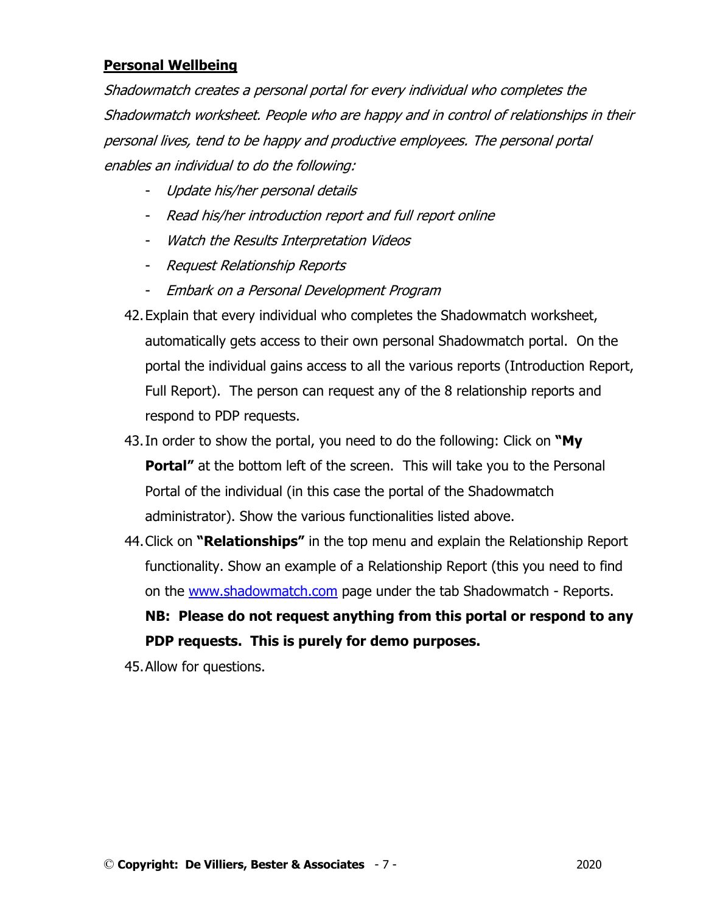**Personal Wellbeing**

*Shadowmatch creates a personal portal for every individual who completes the Shadowmatch worksheet. People who are happy and in control of relationships in their personal lives, tend to be happy and productive employees. The personal portal enables an individual to do the following:*

- *Update his/her personal details*
- *Read his/her introduction report and full report online*
- *Watch the Results Interpretation Videos*
- *Request Relationship Reports*
- *Embark on a Personal Development Program*

42. Explain that every individual who completes the Shadowmatch worksheet, automatically gets access to their own personal Shadowmatch portal. On the portal the individual gains access to all the various reports (Introduction Report, Full Report). The person can request any of the 8 relationship reports and respond to PDP requests.
43. In order to show the portal, you need to do the following: Click on **"My Portal"** at the bottom left of the screen. This will take you to the Personal Portal of the individual (in this case the portal of the Shadowmatch administrator). Show the various functionalities listed above.
44. Click on **"Relationships"** in the top menu and explain the Relationship Report functionality. Show an example of a Relationship Report (this you need to find on the www.shadowmatch.com page under the tab Shadowmatch - Reports. **NB: Please do not request anything from this portal or respond to any PDP requests. This is purely for demo purposes.**
45. Allow for questions.

© **Copyright: De Villiers, Bester & Associates** 2020